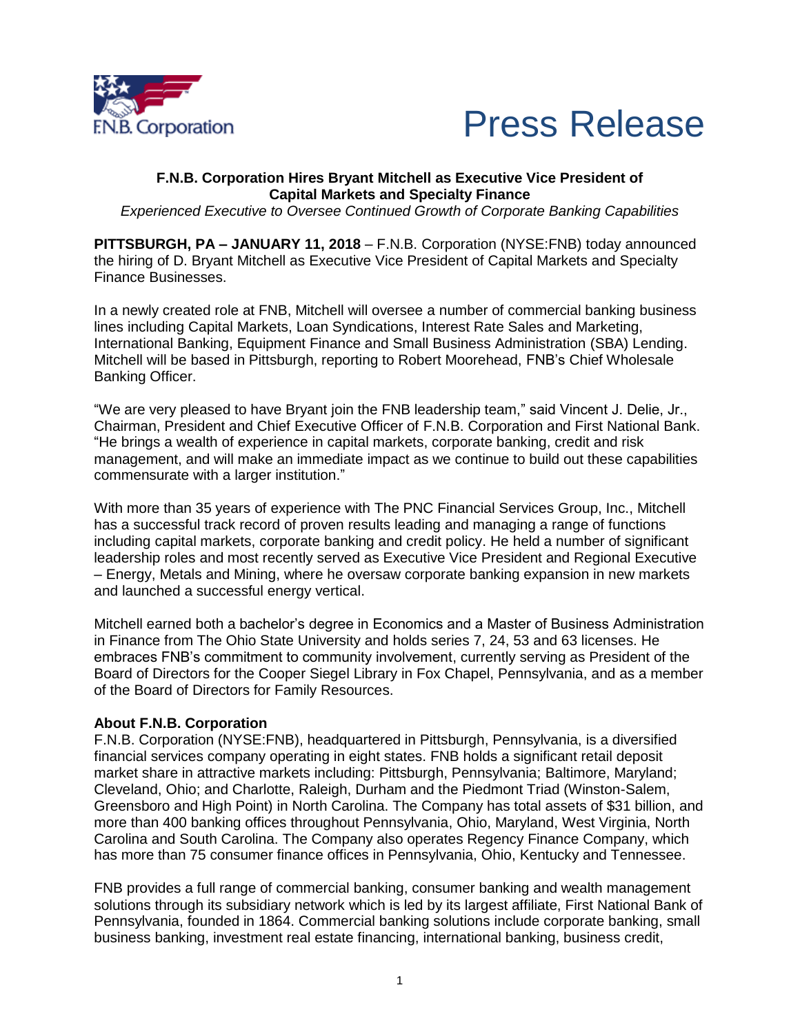F.N.B. Corporation

# Press Release

**F.N.B. Corporation Hires Bryant Mitchell as Executive Vice President of Capital Markets and Specialty Finance**

*Experienced Executive to Oversee Continued Growth of Corporate Banking Capabilities*

**PITTSBURGH, PA – JANUARY 11, 2018** – F.N.B. Corporation (NYSE:FNB) today announced the hiring of D. Bryant Mitchell as Executive Vice President of Capital Markets and Specialty Finance Businesses.

In a newly created role at FNB, Mitchell will oversee a number of commercial banking business lines including Capital Markets, Loan Syndications, Interest Rate Sales and Marketing, International Banking, Equipment Finance and Small Business Administration (SBA) Lending. Mitchell will be based in Pittsburgh, reporting to Robert Moorehead, FNB's Chief Wholesale Banking Officer.

"We are very pleased to have Bryant join the FNB leadership team," said Vincent J. Delie, Jr., Chairman, President and Chief Executive Officer of F.N.B. Corporation and First National Bank. "He brings a wealth of experience in capital markets, corporate banking, credit and risk management, and will make an immediate impact as we continue to build out these capabilities commensurate with a larger institution."

With more than 35 years of experience with The PNC Financial Services Group, Inc., Mitchell has a successful track record of proven results leading and managing a range of functions including capital markets, corporate banking and credit policy. He held a number of significant leadership roles and most recently served as Executive Vice President and Regional Executive – Energy, Metals and Mining, where he oversaw corporate banking expansion in new markets and launched a successful energy vertical.

Mitchell earned both a bachelor's degree in Economics and a Master of Business Administration in Finance from The Ohio State University and holds series 7, 24, 53 and 63 licenses. He embraces FNB's commitment to community involvement, currently serving as President of the Board of Directors for the Cooper Siegel Library in Fox Chapel, Pennsylvania, and as a member of the Board of Directors for Family Resources.

**About F.N.B. Corporation**

F.N.B. Corporation (NYSE:FNB), headquartered in Pittsburgh, Pennsylvania, is a diversified financial services company operating in eight states. FNB holds a significant retail deposit market share in attractive markets including: Pittsburgh, Pennsylvania; Baltimore, Maryland; Cleveland, Ohio; and Charlotte, Raleigh, Durham and the Piedmont Triad (Winston-Salem, Greensboro and High Point) in North Carolina. The Company has total assets of $31 billion, and more than 400 banking offices throughout Pennsylvania, Ohio, Maryland, West Virginia, North Carolina and South Carolina. The Company also operates Regency Finance Company, which has more than 75 consumer finance offices in Pennsylvania, Ohio, Kentucky and Tennessee.

FNB provides a full range of commercial banking, consumer banking and wealth management solutions through its subsidiary network which is led by its largest affiliate, First National Bank of Pennsylvania, founded in 1864. Commercial banking solutions include corporate banking, small business banking, investment real estate financing, international banking, business credit,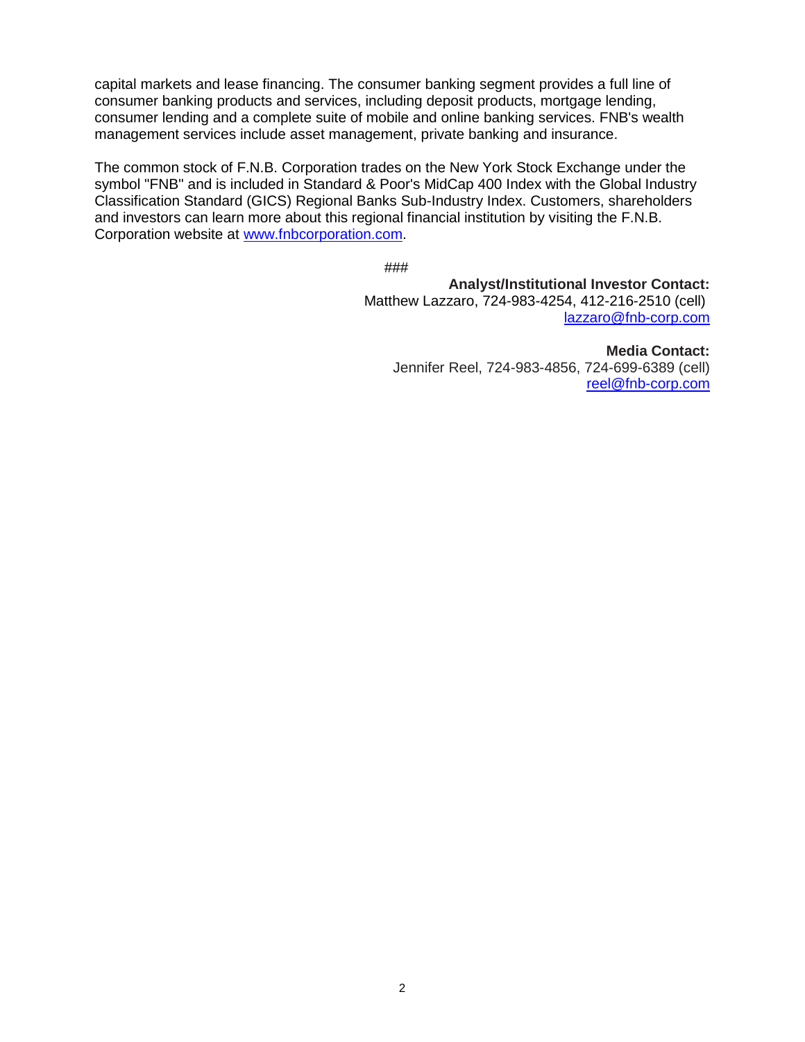capital markets and lease financing. The consumer banking segment provides a full line of consumer banking products and services, including deposit products, mortgage lending, consumer lending and a complete suite of mobile and online banking services. FNB's wealth management services include asset management, private banking and insurance.

The common stock of F.N.B. Corporation trades on the New York Stock Exchange under the symbol "FNB" and is included in Standard & Poor's MidCap 400 Index with the Global Industry Classification Standard (GICS) Regional Banks Sub-Industry Index. Customers, shareholders and investors can learn more about this regional financial institution by visiting the F.N.B. Corporation website at www.fnbcorporation.com.

###

**Analyst/Institutional Investor Contact:**
Matthew Lazzaro, 724-983-4254, 412-216-2510 (cell)
lazzaro@fnb-corp.com

**Media Contact:**
Jennifer Reel, 724-983-4856, 724-699-6389 (cell)
reel@fnb-corp.com